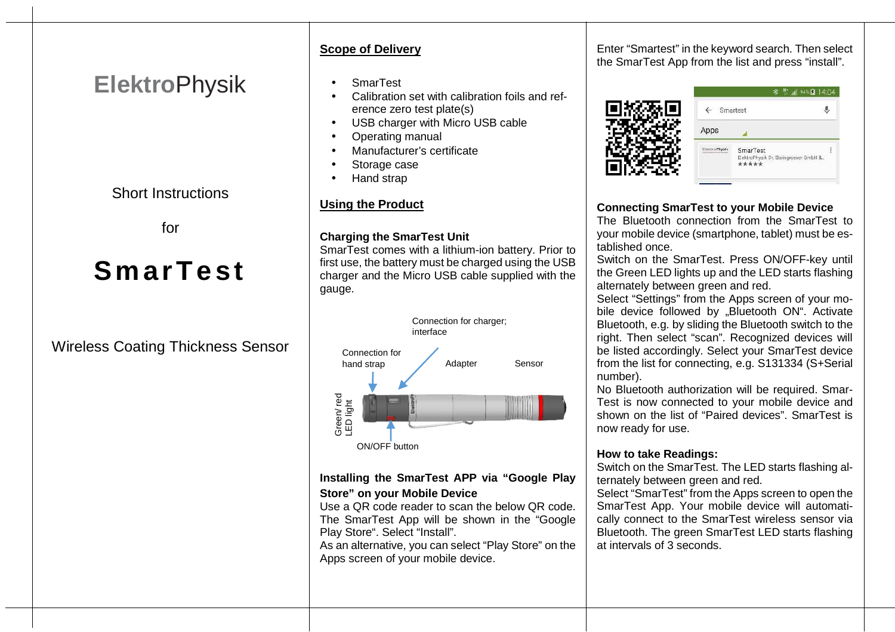# ElektroPhysik

Short Instructions

for

# SmarTest

Wireless Coating Thickness Sensor

## Scope of Delivery

- SmarTest
- Calibration set with calibration foils and reference zero test plate(s)
- USB charger with Micro USB cable
- Operating manual
- Manufacturer's certificate
- Storage case
- Hand strap

## Using the Product

### Charging the SmarTest Unit

SmarTest comes with a lithium-ion battery. Prior to first use, the battery must be charged using the USB charger and the Micro USB cable supplied with the gauge.

Connection for charger; interface

Connection for hand strap

Adapter

Sensor

Green/ red LED light

ON/OFF button

### Installing the SmarTest APP via "Google Play Store" on your Mobile Device

Use a QR code reader to scan the below QR code. The SmarTest App will be shown in the "Google Play Store". Select "Install".

As an alternative, you can select "Play Store" on the Apps screen of your mobile device.

Enter "Smartest" in the keyword search. Then select the SmarTest App from the list and press "install".

### Connecting SmarTest to your Mobile Device

The Bluetooth connection from the SmarTest to your mobile device (smartphone, tablet) must be established once.

Switch on the SmarTest. Press ON/OFF-key until the Green LED lights up and the LED starts flashing alternately between green and red.

Select "Settings" from the Apps screen of your mobile device followed by „Bluetooth ON". Activate Bluetooth, e.g. by sliding the Bluetooth switch to the right. Then select "scan". Recognized devices will be listed accordingly. Select your SmarTest device from the list for connecting, e.g. S131334 (S+Serial number).

No Bluetooth authorization will be required. SmarTest is now connected to your mobile device and shown on the list of "Paired devices". SmarTest is now ready for use.

### How to take Readings:

Switch on the SmarTest. The LED starts flashing alternately between green and red.

Select "SmarTest" from the Apps screen to open the SmarTest App. Your mobile device will automatically connect to the SmarTest wireless sensor via Bluetooth. The green SmarTest LED starts flashing at intervals of 3 seconds.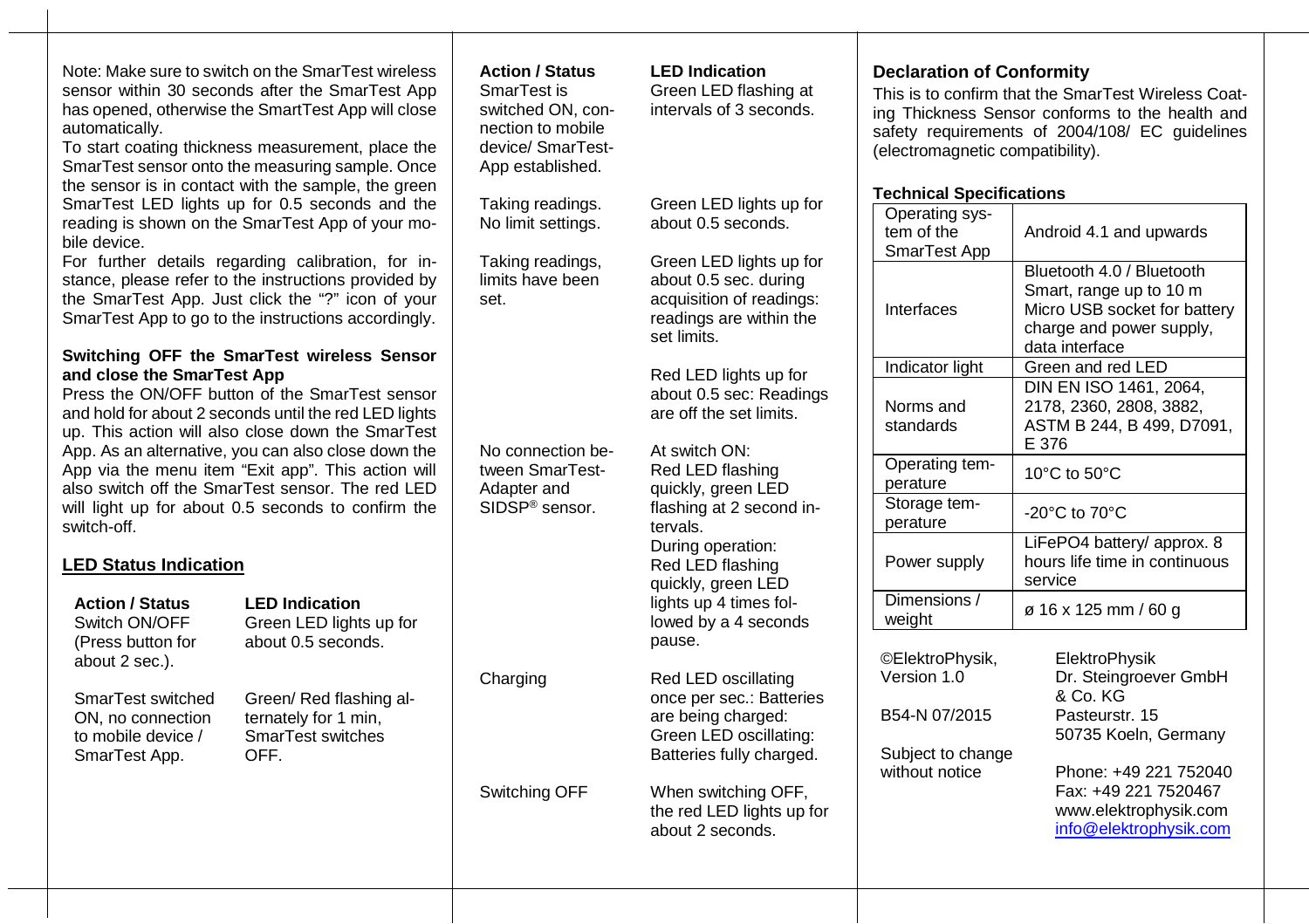Note: Make sure to switch on the SmarTest wireless sensor within 30 seconds after the SmarTest App has opened, otherwise the SmartTest App will close automatically.
To start coating thickness measurement, place the SmarTest sensor onto the measuring sample. Once the sensor is in contact with the sample, the green SmarTest LED lights up for 0.5 seconds and the reading is shown on the SmarTest App of your mobile device.
For further details regarding calibration, for instance, please refer to the instructions provided by the SmarTest App. Just click the "?" icon of your SmarTest App to go to the instructions accordingly.

**Switching OFF the SmarTest wireless Sensor and close the SmarTest App**

Press the ON/OFF button of the SmarTest sensor and hold for about 2 seconds until the red LED lights up. This action will also close down the SmarTest App. As an alternative, you can also close down the App via the menu item "Exit app". This action will also switch off the SmarTest sensor. The red LED will light up for about 0.5 seconds to confirm the switch-off.

## LED Status Indication

| Action / Status | LED Indication |
|---|---|
| Switch ON/OFF (Press button for about 2 sec.). | Green LED lights up for about 0.5 seconds. |
| SmarTest switched ON, no connection to mobile device / SmarTest App. | Green/ Red flashing alternately for 1 min, SmarTest switches OFF. |
| SmarTest is switched ON, connection to mobile device/ SmarTest-App established. | Green LED flashing at intervals of 3 seconds. |
| Taking readings. No limit settings. | Green LED lights up for about 0.5 seconds. |
| Taking readings, limits have been set. | Green LED lights up for about 0.5 sec. during acquisition of readings: readings are within the set limits. Red LED lights up for about 0.5 sec: Readings are off the set limits. |
| No connection between SmarTest-Adapter and SIDSP® sensor. | At switch ON: Red LED flashing quickly, green LED flashing at 2 second intervals. During operation: Red LED flashing quickly, green LED lights up 4 times followed by a 4 seconds pause. |
| Charging | Red LED oscillating once per sec.: Batteries are being charged: Green LED oscillating: Batteries fully charged. |
| Switching OFF | When switching OFF, the red LED lights up for about 2 seconds. |

## Declaration of Conformity

This is to confirm that the SmarTest Wireless Coating Thickness Sensor conforms to the health and safety requirements of 2004/108/ EC guidelines (electromagnetic compatibility).

### Technical Specifications

| | |
|---|---|
| Operating system of the SmarTest App | Android 4.1 and upwards |
| Interfaces | Bluetooth 4.0 / Bluetooth Smart, range up to 10 m Micro USB socket for battery charge and power supply, data interface |
| Indicator light | Green and red LED |
| Norms and standards | DIN EN ISO 1461, 2064, 2178, 2360, 2808, 3882, ASTM B 244, B 499, D7091, E 376 |
| Operating temperature | 10°C to 50°C |
| Storage temperature | -20°C to 70°C |
| Power supply | LiFePO4 battery/ approx. 8 hours life time in continuous service |
| Dimensions / weight | ø 16 x 125 mm / 60 g |

©ElektroPhysik, Version 1.0

B54-N 07/2015

Subject to change without notice

ElektroPhysik
Dr. Steingroever GmbH & Co. KG
Pasteurstr. 15
50735 Koeln, Germany

Phone: +49 221 752040
Fax: +49 221 7520467
www.elektrophysik.com
info@elektrophysik.com